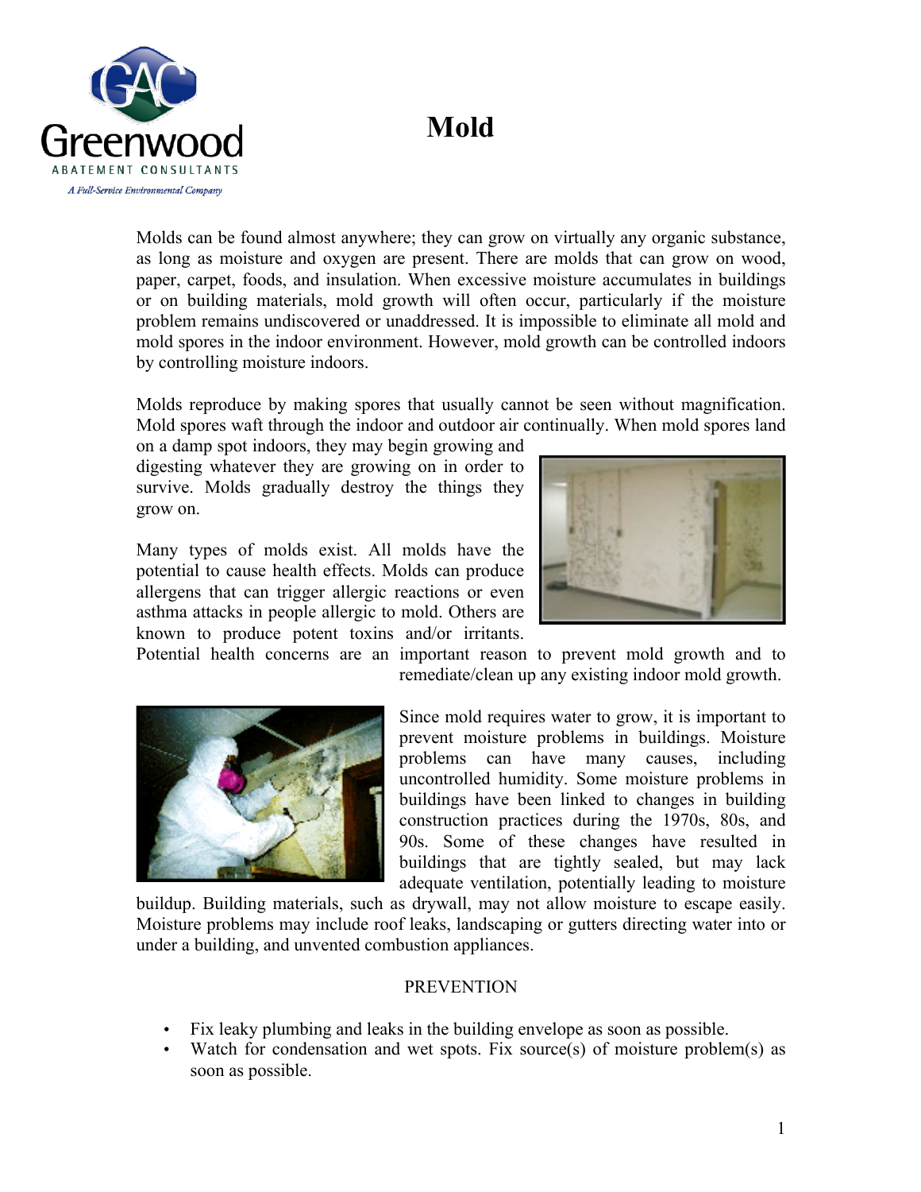Greenwood Abatement Consultants

*A Full-Service Environmental Company*

# Mold

Molds can be found almost anywhere; they can grow on virtually any organic substance, as long as moisture and oxygen are present. There are molds that can grow on wood, paper, carpet, foods, and insulation. When excessive moisture accumulates in buildings or on building materials, mold growth will often occur, particularly if the moisture problem remains undiscovered or unaddressed. It is impossible to eliminate all mold and mold spores in the indoor environment. However, mold growth can be controlled indoors by controlling moisture indoors.

Molds reproduce by making spores that usually cannot be seen without magnification. Mold spores waft through the indoor and outdoor air continually. When mold spores land on a damp spot indoors, they may begin growing and digesting whatever they are growing on in order to survive. Molds gradually destroy the things they grow on.

Many types of molds exist. All molds have the potential to cause health effects. Molds can produce allergens that can trigger allergic reactions or even asthma attacks in people allergic to mold. Others are known to produce potent toxins and/or irritants. Potential health concerns are an important reason to prevent mold growth and to remediate/clean up any existing indoor mold growth.

Since mold requires water to grow, it is important to prevent moisture problems in buildings. Moisture problems can have many causes, including uncontrolled humidity. Some moisture problems in buildings have been linked to changes in building construction practices during the 1970s, 80s, and 90s. Some of these changes have resulted in buildings that are tightly sealed, but may lack adequate ventilation, potentially leading to moisture buildup. Building materials, such as drywall, may not allow moisture to escape easily. Moisture problems may include roof leaks, landscaping or gutters directing water into or under a building, and unvented combustion appliances.

## PREVENTION

- Fix leaky plumbing and leaks in the building envelope as soon as possible.
- Watch for condensation and wet spots. Fix source(s) of moisture problem(s) as soon as possible.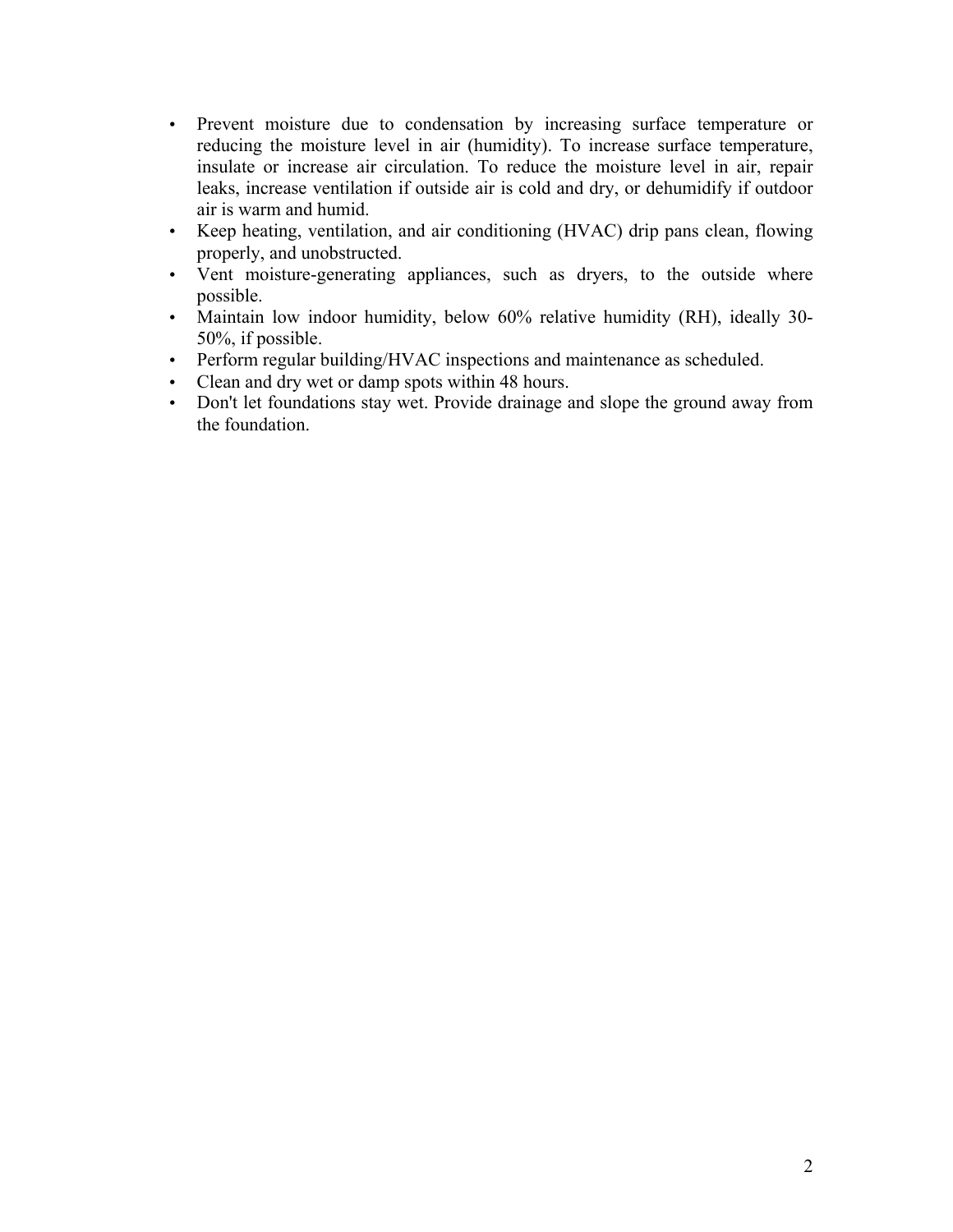- Prevent moisture due to condensation by increasing surface temperature or reducing the moisture level in air (humidity). To increase surface temperature, insulate or increase air circulation. To reduce the moisture level in air, repair leaks, increase ventilation if outside air is cold and dry, or dehumidify if outdoor air is warm and humid.
- Keep heating, ventilation, and air conditioning (HVAC) drip pans clean, flowing properly, and unobstructed.
- Vent moisture-generating appliances, such as dryers, to the outside where possible.
- Maintain low indoor humidity, below 60% relative humidity (RH), ideally 30-50%, if possible.
- Perform regular building/HVAC inspections and maintenance as scheduled.
- Clean and dry wet or damp spots within 48 hours.
- Don't let foundations stay wet. Provide drainage and slope the ground away from the foundation.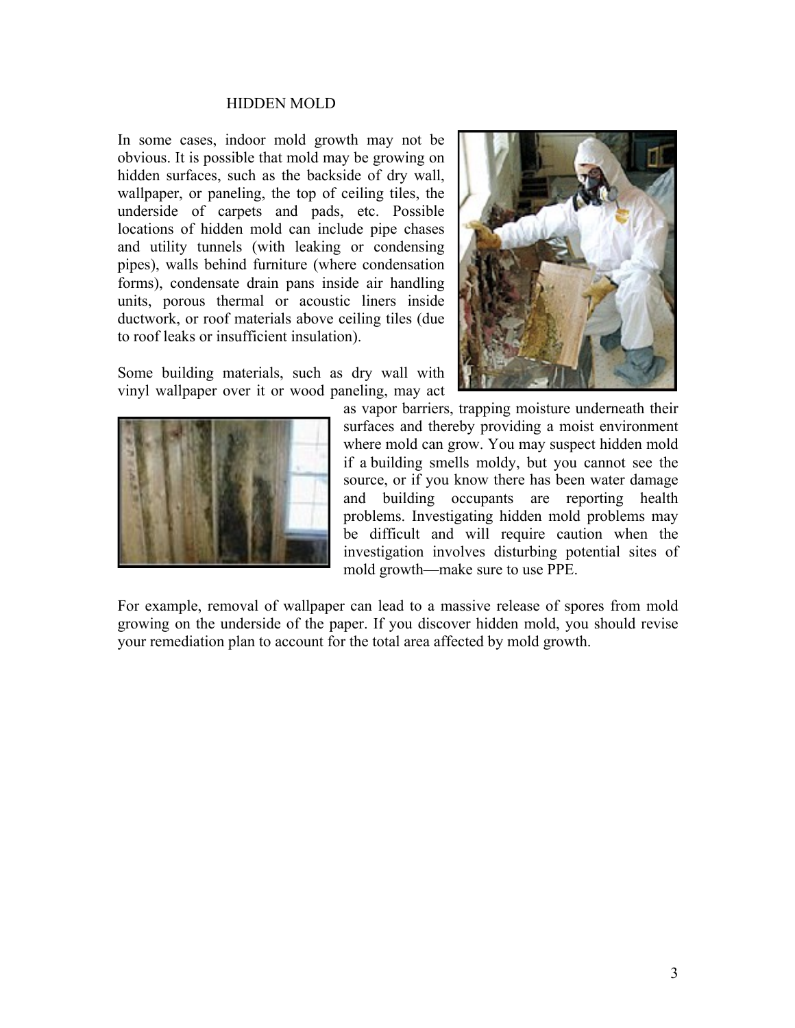# HIDDEN MOLD

In some cases, indoor mold growth may not be obvious. It is possible that mold may be growing on hidden surfaces, such as the backside of dry wall, wallpaper, or paneling, the top of ceiling tiles, the underside of carpets and pads, etc. Possible locations of hidden mold can include pipe chases and utility tunnels (with leaking or condensing pipes), walls behind furniture (where condensation forms), condensate drain pans inside air handling units, porous thermal or acoustic liners inside ductwork, or roof materials above ceiling tiles (due to roof leaks or insufficient insulation).

Some building materials, such as dry wall with vinyl wallpaper over it or wood paneling, may act as vapor barriers, trapping moisture underneath their surfaces and thereby providing a moist environment where mold can grow. You may suspect hidden mold if a building smells moldy, but you cannot see the source, or if you know there has been water damage and building occupants are reporting health problems. Investigating hidden mold problems may be difficult and will require caution when the investigation involves disturbing potential sites of mold growth—make sure to use PPE.

For example, removal of wallpaper can lead to a massive release of spores from mold growing on the underside of the paper. If you discover hidden mold, you should revise your remediation plan to account for the total area affected by mold growth.